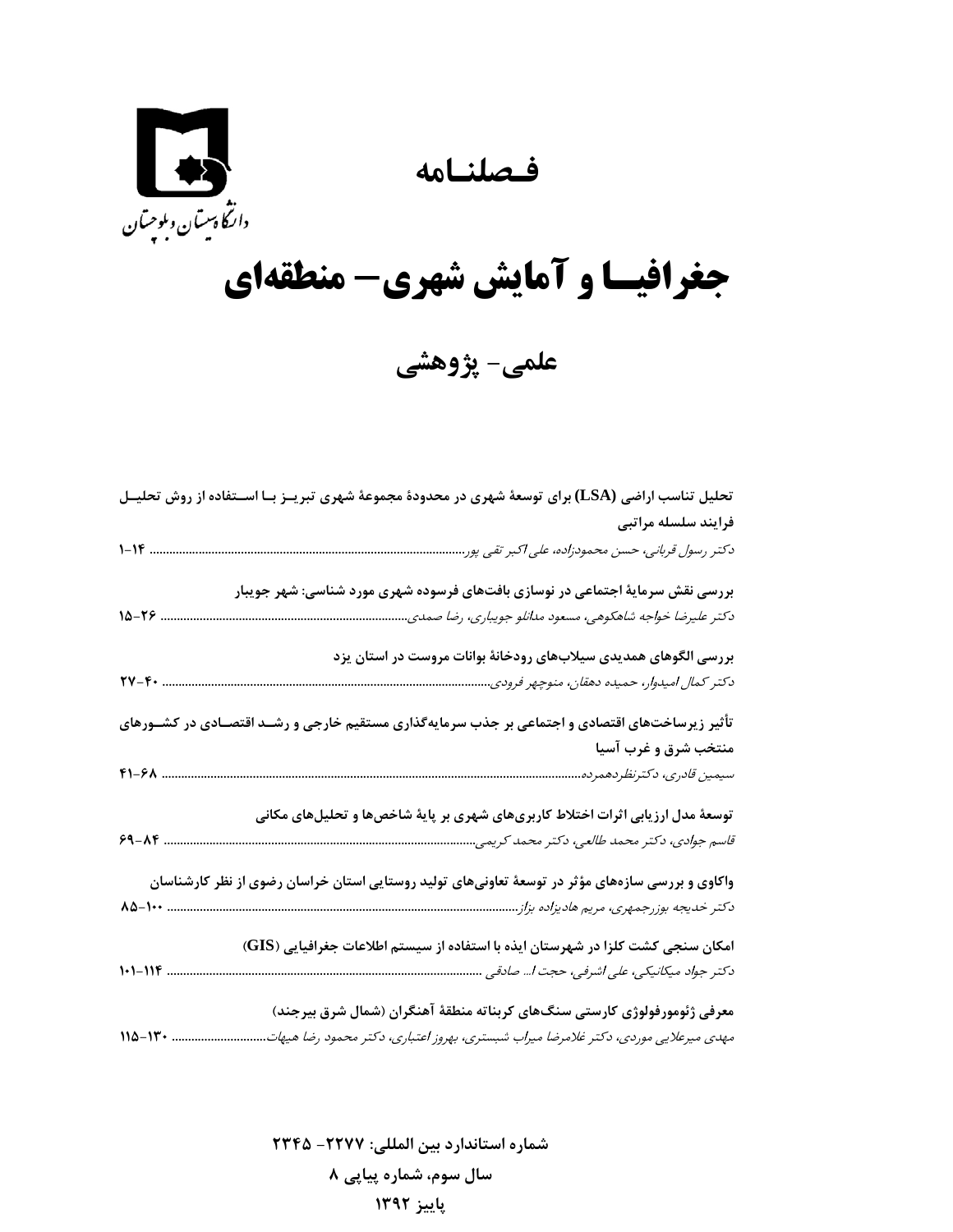دانشگاه سیستان و بلوچستان

# فصلنامه

# جغرافیا و آمایش شهری- منطقه‌ای

## علمی- پژوهشی

**تحلیل تناسب اراضی (LSA) برای توسعهٔ شهری در محدودهٔ مجموعهٔ شهری تبریز با استفاده از روش تحلیل فرایند سلسله مراتبی**

*دکتر رسول قربانی، حسن محمودزاده، علی اکبر تقی پور* ........................................ ۱-۱۴

**بررسی نقش سرمایهٔ اجتماعی در نوسازی بافت‌های فرسوده شهری مورد شناسی: شهر جویبار**

*دکتر علیرضا خواجه شاهکوهی، مسعود مدانلو جویباری، رضا صمدی* ........................................ ۱۵-۲۶

**بررسی الگوهای همدیدی سیلاب‌های رودخانهٔ بوانات مروست در استان یزد**

*دکتر کمال امیدوار، حمیده دهقان، منوچهر فرودی* ........................................ ۲۷-۴۰

**تأثیر زیرساخت‌های اقتصادی و اجتماعی بر جذب سرمایه‌گذاری مستقیم خارجی و رشد اقتصادی در کشورهای منتخب شرق و غرب آسیا**

*سیمین قادری، دکترنظردهمرده* ........................................ ۴۱-۶۸

**توسعهٔ مدل ارزیابی اثرات اختلاط کاربری‌های شهری بر پایهٔ شاخص‌ها و تحلیل‌های مکانی**

*قاسم جوادی، دکتر محمد طالعی، دکتر محمد کریمی* ........................................ ۶۹-۸۴

**واکاوی و بررسی سازه‌های مؤثر در توسعهٔ تعاونی‌های تولید روستایی استان خراسان رضوی از نظر کارشناسان**

*دکتر خدیجه بوزرجمهری، مریم هادیزاده بزاز* ........................................ ۸۵-۱۰۰

**امکان سنجی کشت کلزا در شهرستان ایذه با استفاده از سیستم اطلاعات جغرافیایی (GIS)**

*دکتر جواد میکانیکی، علی اشرفی، حجت ا... صادقی* ........................................ ۱۰۱-۱۱۴

**معرفی ژئومورفولوژی کارستی سنگ‌های کربناته منطقهٔ آهنگران (شمال شرق بیرجند)**

*مهدی میرعلایی موردی، دکتر غلامرضا میراب شبستری، بهروز اعتباری، دکتر محمود رضا هیهات* ........................................ ۱۱۵-۱۳۰

**شماره استاندارد بین المللی: ۲۲۷۷- ۲۳۴۵**

**سال سوم، شماره پیاپی ۸**

**پاییز ۱۳۹۲**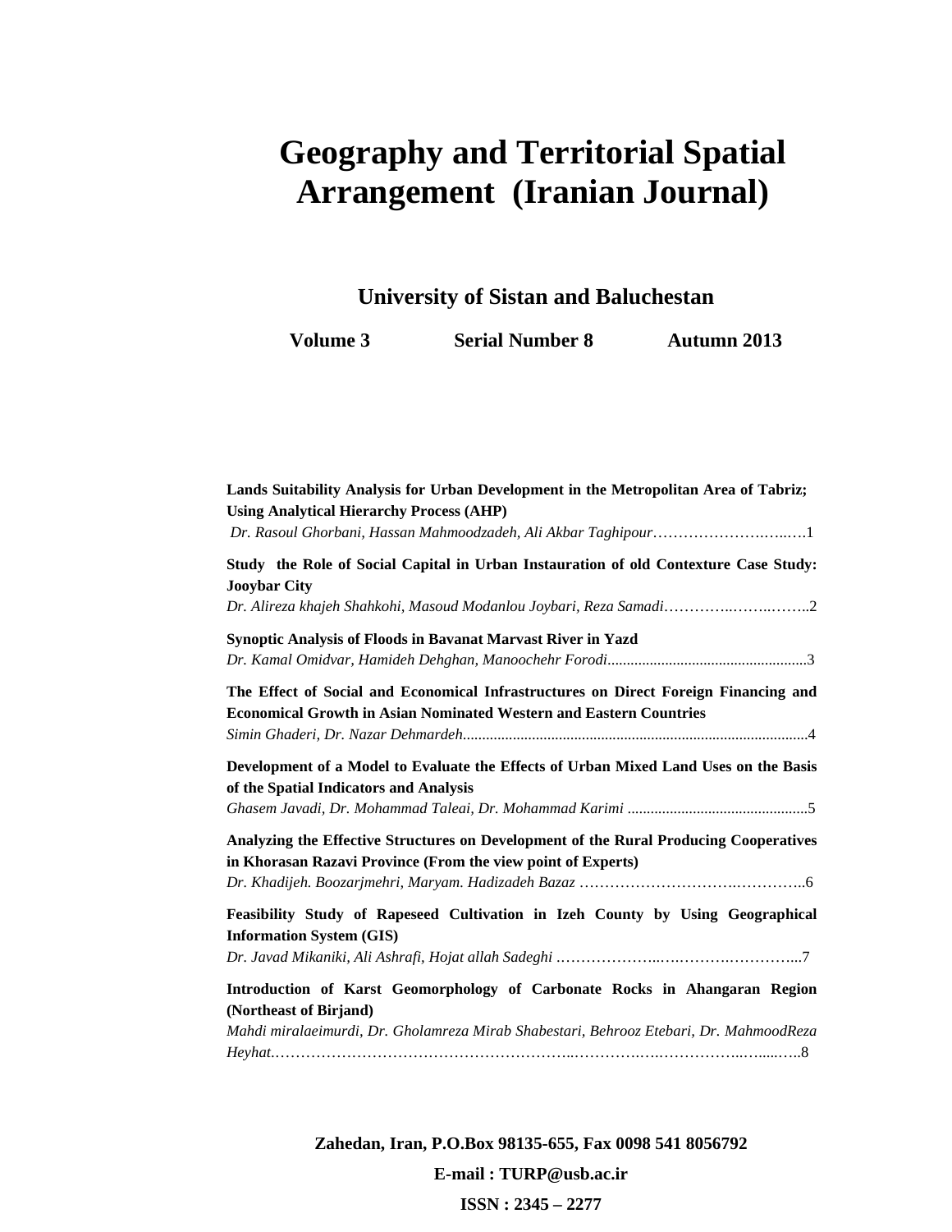# Geography and Territorial Spatial Arrangement (Iranian Journal)

## University of Sistan and Baluchestan

**Volume 3 Serial Number 8 Autumn 2013**

**Lands Suitability Analysis for Urban Development in the Metropolitan Area of Tabriz; Using Analytical Hierarchy Process (AHP)**
*Dr. Rasoul Ghorbani, Hassan Mahmoodzadeh, Ali Akbar Taghipour*……………………..…..….1

**Study the Role of Social Capital in Urban Instauration of old Contexture Case Study: Jooybar City**
*Dr. Alireza khajeh Shahkohi, Masoud Modanlou Joybari, Reza Samadi*…………..……..……..2

**Synoptic Analysis of Floods in Bavanat Marvast River in Yazd**
*Dr. Kamal Omidvar, Hamideh Dehghan, Manoochehr Forodi*....................................................3

**The Effect of Social and Economical Infrastructures on Direct Foreign Financing and Economical Growth in Asian Nominated Western and Eastern Countries**
*Simin Ghaderi, Dr. Nazar Dehmardeh*.........................................................................................4

**Development of a Model to Evaluate the Effects of Urban Mixed Land Uses on the Basis of the Spatial Indicators and Analysis**
*Ghasem Javadi, Dr. Mohammad Taleai, Dr. Mohammad Karimi* ...............................................5

**Analyzing the Effective Structures on Development of the Rural Producing Cooperatives in Khorasan Razavi Province (From the view point of Experts)**
*Dr. Khadijeh. Boozarjmehri, Maryam. Hadizadeh Bazaz* ………………………….…………..6

**Feasibility Study of Rapeseed Cultivation in Izeh County by Using Geographical Information System (GIS)**
*Dr. Javad Mikaniki, Ali Ashrafi, Hojat allah Sadeghi* .………………..….……….…………...7

**Introduction of Karst Geomorphology of Carbonate Rocks in Ahangaran Region (Northeast of Birjand)**
*Mahdi miralaeimurdi, Dr. Gholamreza Mirab Shabestari, Behrooz Etebari, Dr. MahmoodReza Heyhat*……………………………………………………..………….….…………..…....…..8

**Zahedan, Iran, P.O.Box 98135-655, Fax 0098 541 8056792**

**E-mail : TURP@usb.ac.ir**

**ISSN : 2345 – 2277**